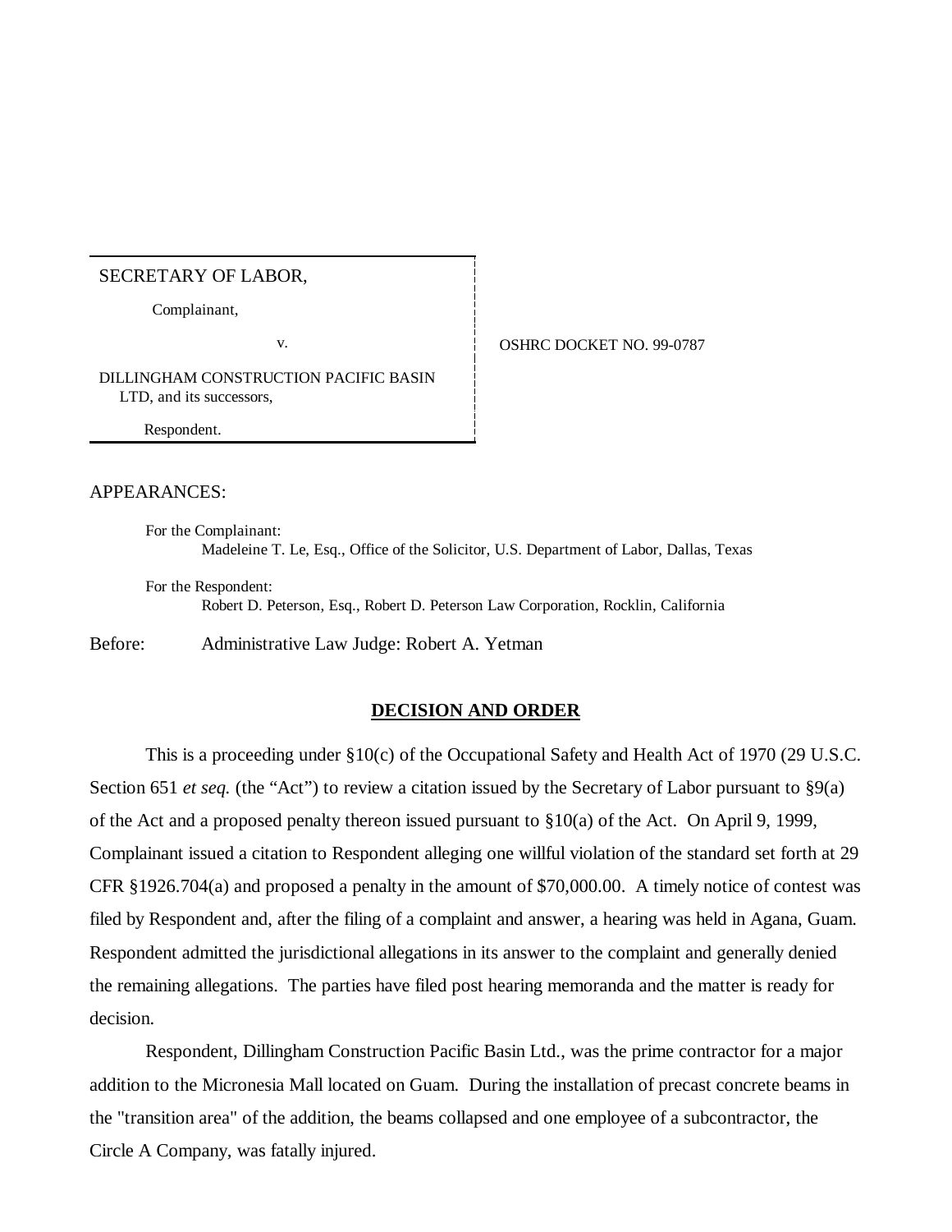SECRETARY OF LABOR,

Complainant,

v.

DILLINGHAM CONSTRUCTION PACIFIC BASIN LTD, and its successors,

Respondent.

OSHRC DOCKET NO. 99-0787

APPEARANCES:

For the Complainant:
Madeleine T. Le, Esq., Office of the Solicitor, U.S. Department of Labor, Dallas, Texas

For the Respondent:
Robert D. Peterson, Esq., Robert D. Peterson Law Corporation, Rocklin, California

Before: Administrative Law Judge: Robert A. Yetman

## DECISION AND ORDER

This is a proceeding under §10(c) of the Occupational Safety and Health Act of 1970 (29 U.S.C. Section 651 *et seq.* (the "Act") to review a citation issued by the Secretary of Labor pursuant to §9(a) of the Act and a proposed penalty thereon issued pursuant to §10(a) of the Act. On April 9, 1999, Complainant issued a citation to Respondent alleging one willful violation of the standard set forth at 29 CFR §1926.704(a) and proposed a penalty in the amount of $70,000.00. A timely notice of contest was filed by Respondent and, after the filing of a complaint and answer, a hearing was held in Agana, Guam. Respondent admitted the jurisdictional allegations in its answer to the complaint and generally denied the remaining allegations. The parties have filed post hearing memoranda and the matter is ready for decision.

Respondent, Dillingham Construction Pacific Basin Ltd., was the prime contractor for a major addition to the Micronesia Mall located on Guam. During the installation of precast concrete beams in the "transition area" of the addition, the beams collapsed and one employee of a subcontractor, the Circle A Company, was fatally injured.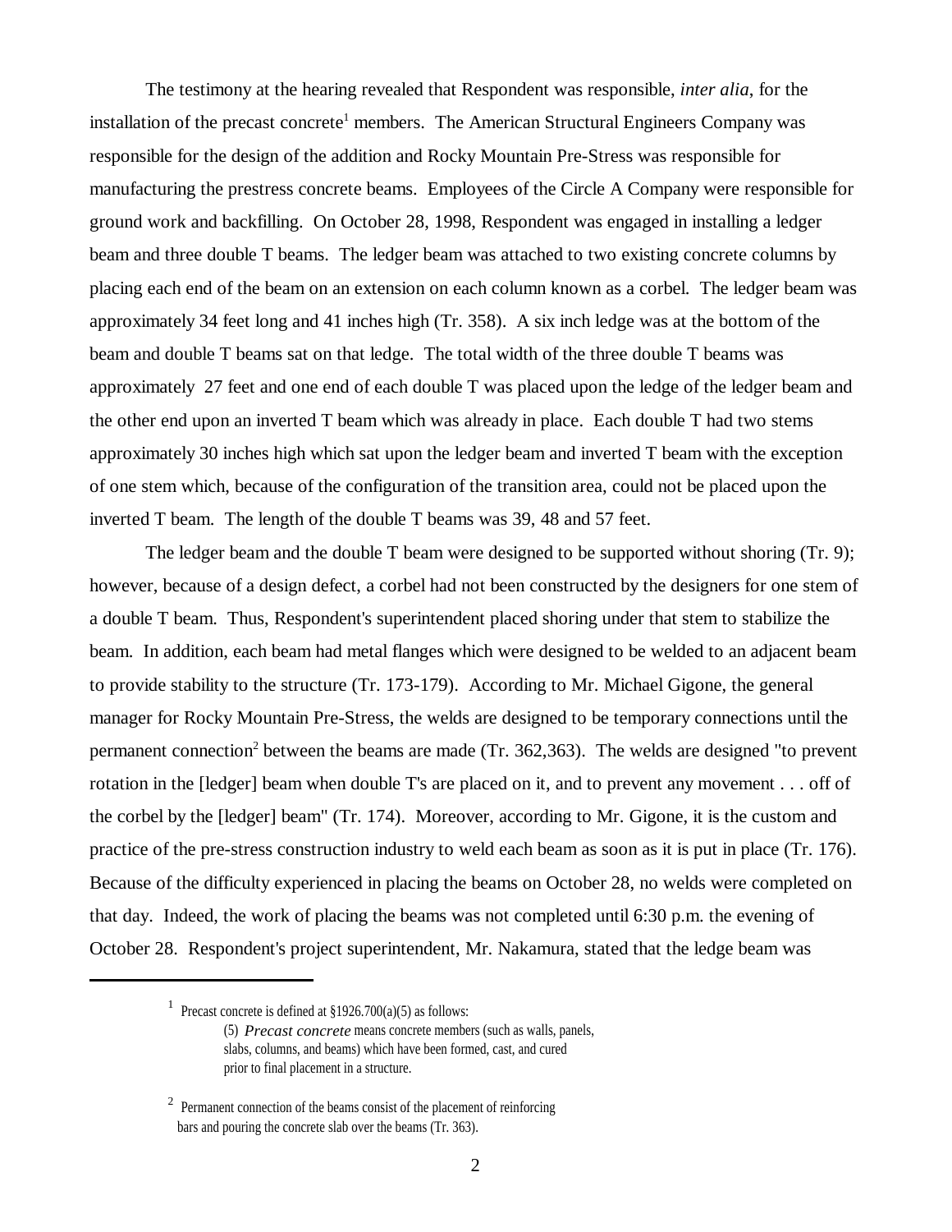The testimony at the hearing revealed that Respondent was responsible, *inter alia*, for the installation of the precast concrete[1] members. The American Structural Engineers Company was responsible for the design of the addition and Rocky Mountain Pre-Stress was responsible for manufacturing the prestress concrete beams. Employees of the Circle A Company were responsible for ground work and backfilling. On October 28, 1998, Respondent was engaged in installing a ledger beam and three double T beams. The ledger beam was attached to two existing concrete columns by placing each end of the beam on an extension on each column known as a corbel. The ledger beam was approximately 34 feet long and 41 inches high (Tr. 358). A six inch ledge was at the bottom of the beam and double T beams sat on that ledge. The total width of the three double T beams was approximately 27 feet and one end of each double T was placed upon the ledge of the ledger beam and the other end upon an inverted T beam which was already in place. Each double T had two stems approximately 30 inches high which sat upon the ledger beam and inverted T beam with the exception of one stem which, because of the configuration of the transition area, could not be placed upon the inverted T beam. The length of the double T beams was 39, 48 and 57 feet.

The ledger beam and the double T beam were designed to be supported without shoring (Tr. 9); however, because of a design defect, a corbel had not been constructed by the designers for one stem of a double T beam. Thus, Respondent's superintendent placed shoring under that stem to stabilize the beam. In addition, each beam had metal flanges which were designed to be welded to an adjacent beam to provide stability to the structure (Tr. 173-179). According to Mr. Michael Gigone, the general manager for Rocky Mountain Pre-Stress, the welds are designed to be temporary connections until the permanent connection[2] between the beams are made (Tr. 362,363). The welds are designed "to prevent rotation in the [ledger] beam when double T's are placed on it, and to prevent any movement . . . off of the corbel by the [ledger] beam" (Tr. 174). Moreover, according to Mr. Gigone, it is the custom and practice of the pre-stress construction industry to weld each beam as soon as it is put in place (Tr. 176). Because of the difficulty experienced in placing the beams on October 28, no welds were completed on that day. Indeed, the work of placing the beams was not completed until 6:30 p.m. the evening of October 28. Respondent's project superintendent, Mr. Nakamura, stated that the ledge beam was

---

[1] Precast concrete is defined at §1926.700(a)(5) as follows:

> (5) *Precast concrete* means concrete members (such as walls, panels, slabs, columns, and beams) which have been formed, cast, and cured prior to final placement in a structure.

[2] Permanent connection of the beams consist of the placement of reinforcing bars and pouring the concrete slab over the beams (Tr. 363).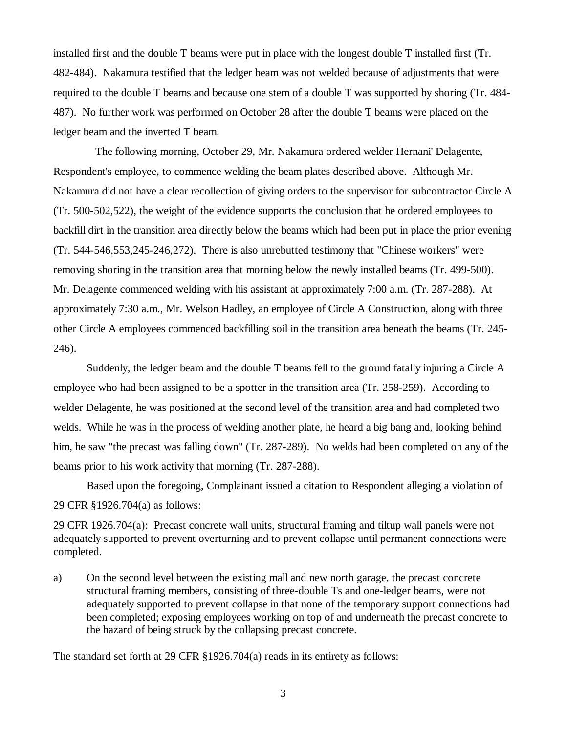installed first and the double T beams were put in place with the longest double T installed first (Tr. 482-484). Nakamura testified that the ledger beam was not welded because of adjustments that were required to the double T beams and because one stem of a double T was supported by shoring (Tr. 484-487). No further work was performed on October 28 after the double T beams were placed on the ledger beam and the inverted T beam.

The following morning, October 29, Mr. Nakamura ordered welder Hernani' Delagente, Respondent's employee, to commence welding the beam plates described above. Although Mr. Nakamura did not have a clear recollection of giving orders to the supervisor for subcontractor Circle A (Tr. 500-502,522), the weight of the evidence supports the conclusion that he ordered employees to backfill dirt in the transition area directly below the beams which had been put in place the prior evening (Tr. 544-546,553,245-246,272). There is also unrebutted testimony that "Chinese workers" were removing shoring in the transition area that morning below the newly installed beams (Tr. 499-500). Mr. Delagente commenced welding with his assistant at approximately 7:00 a.m. (Tr. 287-288). At approximately 7:30 a.m., Mr. Welson Hadley, an employee of Circle A Construction, along with three other Circle A employees commenced backfilling soil in the transition area beneath the beams (Tr. 245-246).

Suddenly, the ledger beam and the double T beams fell to the ground fatally injuring a Circle A employee who had been assigned to be a spotter in the transition area (Tr. 258-259). According to welder Delagente, he was positioned at the second level of the transition area and had completed two welds. While he was in the process of welding another plate, he heard a big bang and, looking behind him, he saw "the precast was falling down" (Tr. 287-289). No welds had been completed on any of the beams prior to his work activity that morning (Tr. 287-288).

Based upon the foregoing, Complainant issued a citation to Respondent alleging a violation of 29 CFR §1926.704(a) as follows:

29 CFR 1926.704(a): Precast concrete wall units, structural framing and tiltup wall panels were not adequately supported to prevent overturning and to prevent collapse until permanent connections were completed.

a) On the second level between the existing mall and new north garage, the precast concrete structural framing members, consisting of three-double Ts and one-ledger beams, were not adequately supported to prevent collapse in that none of the temporary support connections had been completed; exposing employees working on top of and underneath the precast concrete to the hazard of being struck by the collapsing precast concrete.

The standard set forth at 29 CFR §1926.704(a) reads in its entirety as follows: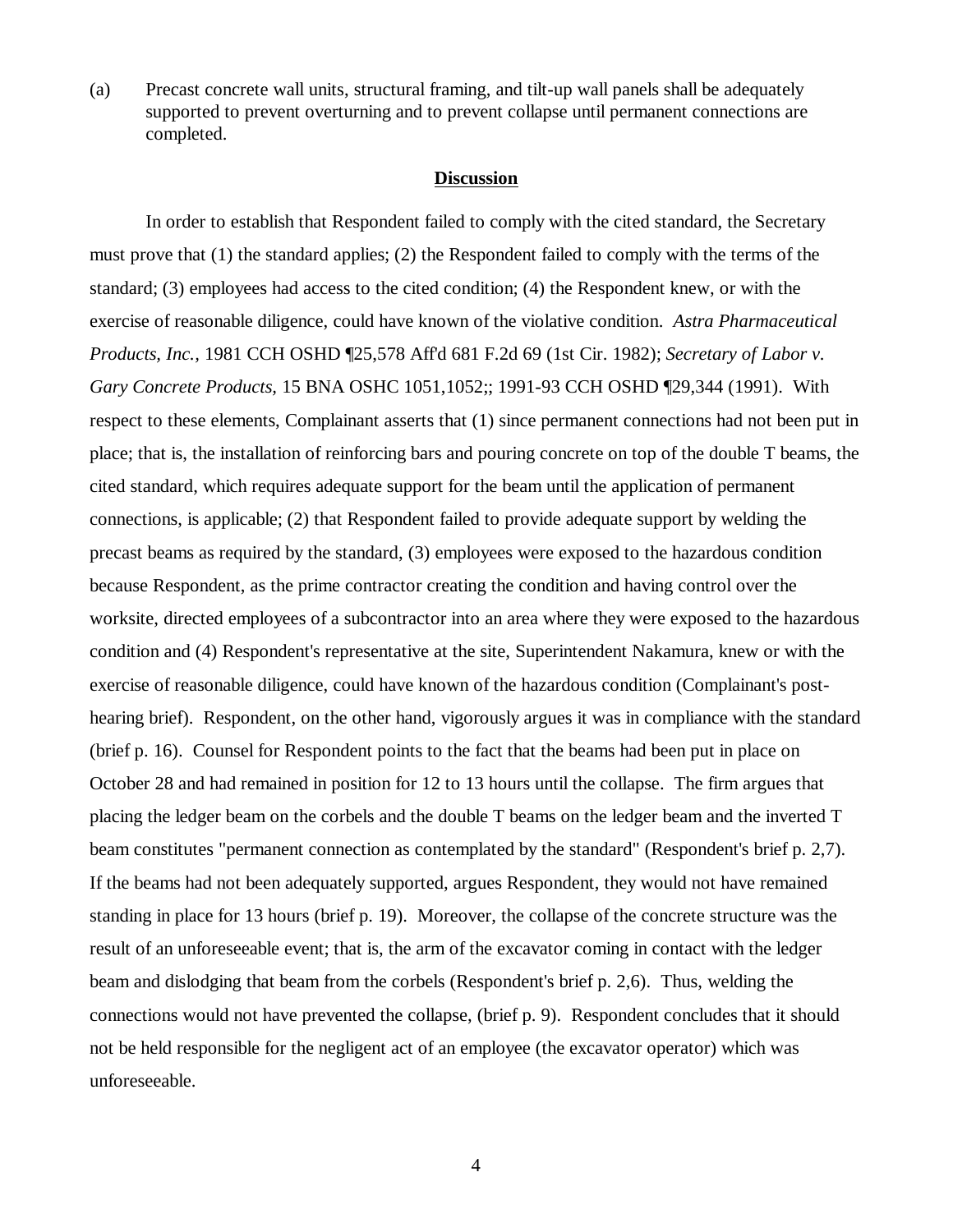(a) Precast concrete wall units, structural framing, and tilt-up wall panels shall be adequately supported to prevent overturning and to prevent collapse until permanent connections are completed.

**Discussion**

In order to establish that Respondent failed to comply with the cited standard, the Secretary must prove that (1) the standard applies; (2) the Respondent failed to comply with the terms of the standard; (3) employees had access to the cited condition; (4) the Respondent knew, or with the exercise of reasonable diligence, could have known of the violative condition. *Astra Pharmaceutical Products, Inc.*, 1981 CCH OSHD ¶25,578 Aff'd 681 F.2d 69 (1st Cir. 1982); *Secretary of Labor v. Gary Concrete Products*, 15 BNA OSHC 1051,1052;; 1991-93 CCH OSHD ¶29,344 (1991). With respect to these elements, Complainant asserts that (1) since permanent connections had not been put in place; that is, the installation of reinforcing bars and pouring concrete on top of the double T beams, the cited standard, which requires adequate support for the beam until the application of permanent connections, is applicable; (2) that Respondent failed to provide adequate support by welding the precast beams as required by the standard, (3) employees were exposed to the hazardous condition because Respondent, as the prime contractor creating the condition and having control over the worksite, directed employees of a subcontractor into an area where they were exposed to the hazardous condition and (4) Respondent's representative at the site, Superintendent Nakamura, knew or with the exercise of reasonable diligence, could have known of the hazardous condition (Complainant's post-hearing brief). Respondent, on the other hand, vigorously argues it was in compliance with the standard (brief p. 16). Counsel for Respondent points to the fact that the beams had been put in place on October 28 and had remained in position for 12 to 13 hours until the collapse. The firm argues that placing the ledger beam on the corbels and the double T beams on the ledger beam and the inverted T beam constitutes "permanent connection as contemplated by the standard" (Respondent's brief p. 2,7). If the beams had not been adequately supported, argues Respondent, they would not have remained standing in place for 13 hours (brief p. 19). Moreover, the collapse of the concrete structure was the result of an unforeseeable event; that is, the arm of the excavator coming in contact with the ledger beam and dislodging that beam from the corbels (Respondent's brief p. 2,6). Thus, welding the connections would not have prevented the collapse, (brief p. 9). Respondent concludes that it should not be held responsible for the negligent act of an employee (the excavator operator) which was unforeseeable.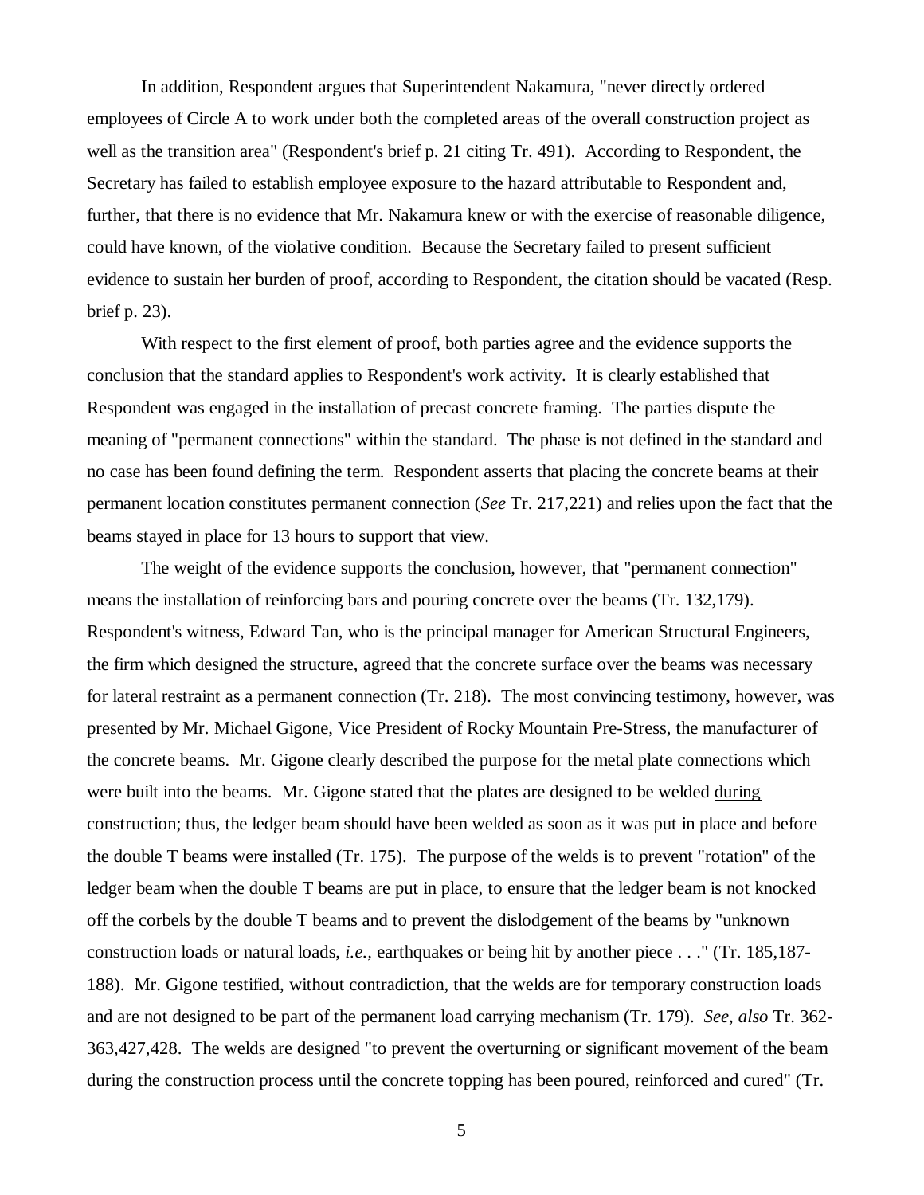In addition, Respondent argues that Superintendent Nakamura, "never directly ordered employees of Circle A to work under both the completed areas of the overall construction project as well as the transition area" (Respondent's brief p. 21 citing Tr. 491). According to Respondent, the Secretary has failed to establish employee exposure to the hazard attributable to Respondent and, further, that there is no evidence that Mr. Nakamura knew or with the exercise of reasonable diligence, could have known, of the violative condition. Because the Secretary failed to present sufficient evidence to sustain her burden of proof, according to Respondent, the citation should be vacated (Resp. brief p. 23).

With respect to the first element of proof, both parties agree and the evidence supports the conclusion that the standard applies to Respondent's work activity. It is clearly established that Respondent was engaged in the installation of precast concrete framing. The parties dispute the meaning of "permanent connections" within the standard. The phase is not defined in the standard and no case has been found defining the term. Respondent asserts that placing the concrete beams at their permanent location constitutes permanent connection (*See* Tr. 217,221) and relies upon the fact that the beams stayed in place for 13 hours to support that view.

The weight of the evidence supports the conclusion, however, that "permanent connection" means the installation of reinforcing bars and pouring concrete over the beams (Tr. 132,179). Respondent's witness, Edward Tan, who is the principal manager for American Structural Engineers, the firm which designed the structure, agreed that the concrete surface over the beams was necessary for lateral restraint as a permanent connection (Tr. 218). The most convincing testimony, however, was presented by Mr. Michael Gigone, Vice President of Rocky Mountain Pre-Stress, the manufacturer of the concrete beams. Mr. Gigone clearly described the purpose for the metal plate connections which were built into the beams. Mr. Gigone stated that the plates are designed to be welded <u>during</u> construction; thus, the ledger beam should have been welded as soon as it was put in place and before the double T beams were installed (Tr. 175). The purpose of the welds is to prevent "rotation" of the ledger beam when the double T beams are put in place, to ensure that the ledger beam is not knocked off the corbels by the double T beams and to prevent the dislodgement of the beams by "unknown construction loads or natural loads, *i.e.,* earthquakes or being hit by another piece . . ." (Tr. 185,187-188). Mr. Gigone testified, without contradiction, that the welds are for temporary construction loads and are not designed to be part of the permanent load carrying mechanism (Tr. 179). *See, also* Tr. 362-363,427,428. The welds are designed "to prevent the overturning or significant movement of the beam during the construction process until the concrete topping has been poured, reinforced and cured" (Tr.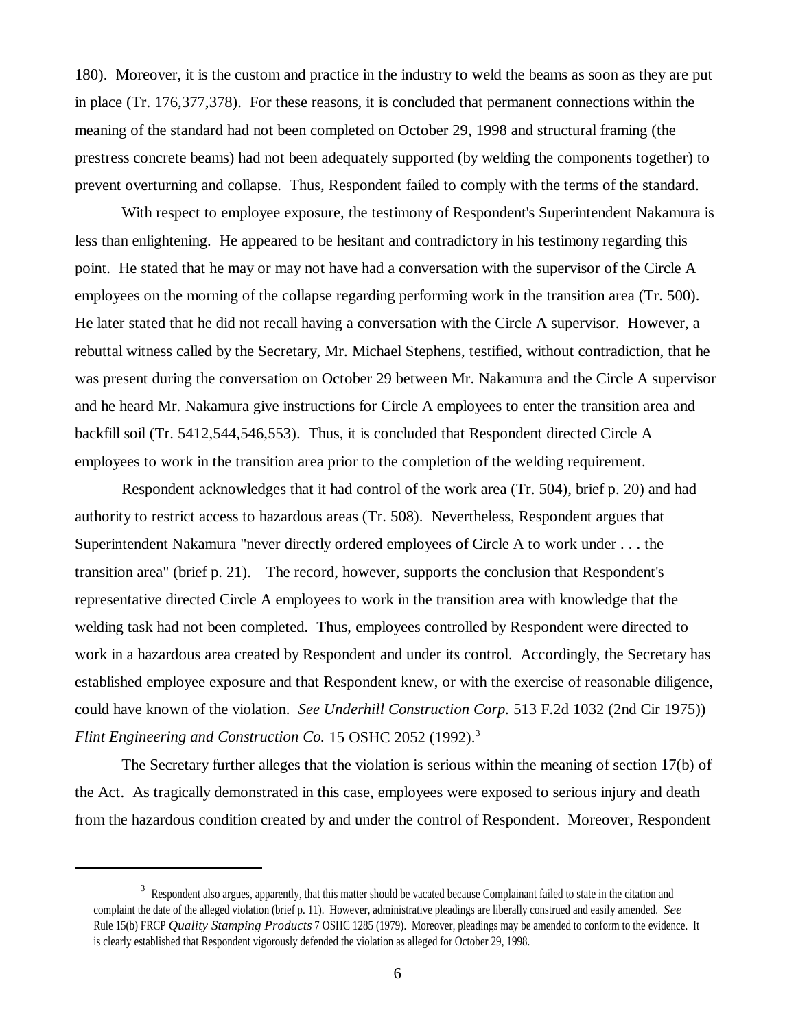180). Moreover, it is the custom and practice in the industry to weld the beams as soon as they are put in place (Tr. 176,377,378). For these reasons, it is concluded that permanent connections within the meaning of the standard had not been completed on October 29, 1998 and structural framing (the prestress concrete beams) had not been adequately supported (by welding the components together) to prevent overturning and collapse. Thus, Respondent failed to comply with the terms of the standard.

With respect to employee exposure, the testimony of Respondent's Superintendent Nakamura is less than enlightening. He appeared to be hesitant and contradictory in his testimony regarding this point. He stated that he may or may not have had a conversation with the supervisor of the Circle A employees on the morning of the collapse regarding performing work in the transition area (Tr. 500). He later stated that he did not recall having a conversation with the Circle A supervisor. However, a rebuttal witness called by the Secretary, Mr. Michael Stephens, testified, without contradiction, that he was present during the conversation on October 29 between Mr. Nakamura and the Circle A supervisor and he heard Mr. Nakamura give instructions for Circle A employees to enter the transition area and backfill soil (Tr. 5412,544,546,553). Thus, it is concluded that Respondent directed Circle A employees to work in the transition area prior to the completion of the welding requirement.

Respondent acknowledges that it had control of the work area (Tr. 504), brief p. 20) and had authority to restrict access to hazardous areas (Tr. 508). Nevertheless, Respondent argues that Superintendent Nakamura "never directly ordered employees of Circle A to work under . . . the transition area" (brief p. 21). The record, however, supports the conclusion that Respondent's representative directed Circle A employees to work in the transition area with knowledge that the welding task had not been completed. Thus, employees controlled by Respondent were directed to work in a hazardous area created by Respondent and under its control. Accordingly, the Secretary has established employee exposure and that Respondent knew, or with the exercise of reasonable diligence, could have known of the violation. *See Underhill Construction Corp.* 513 F.2d 1032 (2nd Cir 1975)) *Flint Engineering and Construction Co.* 15 OSHC 2052 (1992).[3]

The Secretary further alleges that the violation is serious within the meaning of section 17(b) of the Act. As tragically demonstrated in this case, employees were exposed to serious injury and death from the hazardous condition created by and under the control of Respondent. Moreover, Respondent

[3] Respondent also argues, apparently, that this matter should be vacated because Complainant failed to state in the citation and complaint the date of the alleged violation (brief p. 11). However, administrative pleadings are liberally construed and easily amended. *See* Rule 15(b) FRCP *Quality Stamping Products* 7 OSHC 1285 (1979). Moreover, pleadings may be amended to conform to the evidence. It is clearly established that Respondent vigorously defended the violation as alleged for October 29, 1998.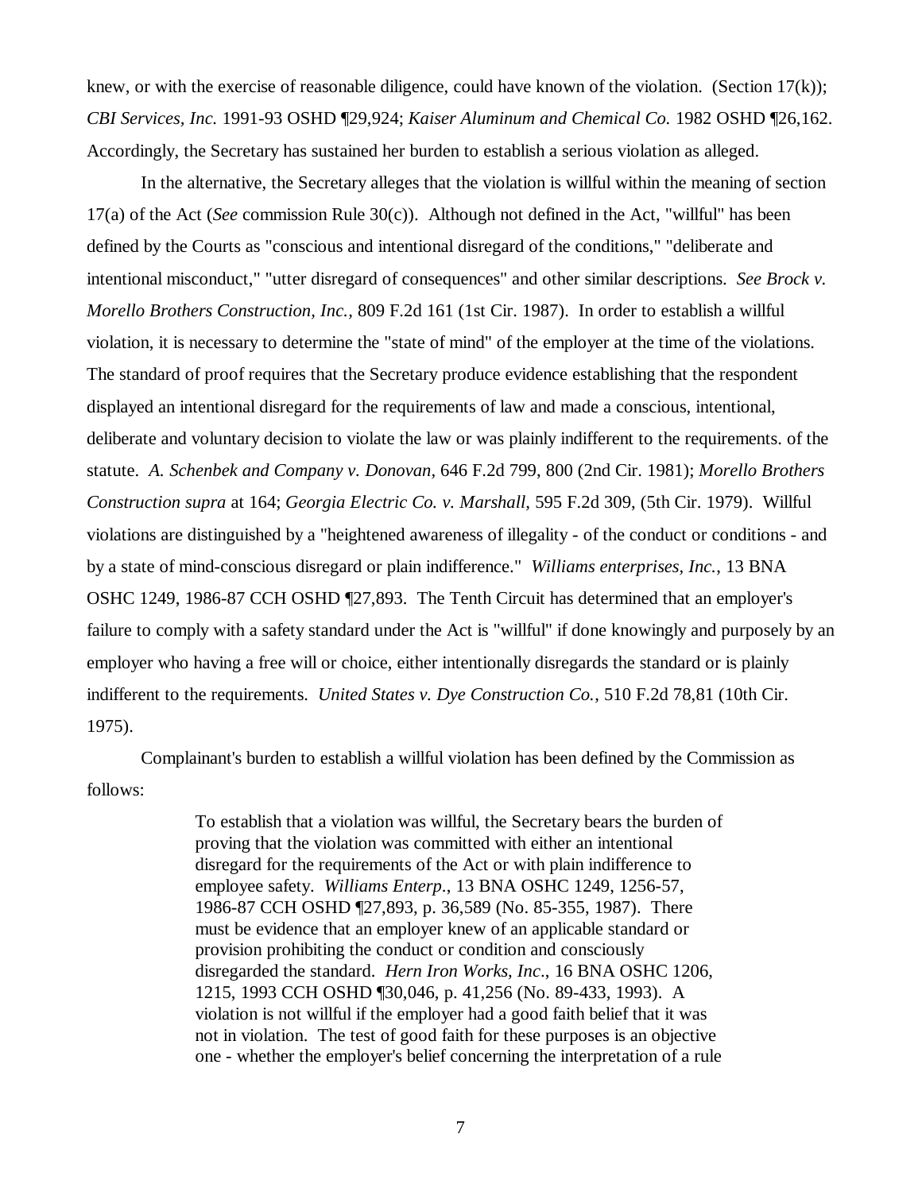knew, or with the exercise of reasonable diligence, could have known of the violation. (Section 17(k)); *CBI Services, Inc.* 1991-93 OSHD ¶29,924; *Kaiser Aluminum and Chemical Co.* 1982 OSHD ¶26,162. Accordingly, the Secretary has sustained her burden to establish a serious violation as alleged.

In the alternative, the Secretary alleges that the violation is willful within the meaning of section 17(a) of the Act (*See* commission Rule 30(c)). Although not defined in the Act, "willful" has been defined by the Courts as "conscious and intentional disregard of the conditions," "deliberate and intentional misconduct," "utter disregard of consequences" and other similar descriptions. *See Brock v. Morello Brothers Construction, Inc.,* 809 F.2d 161 (1st Cir. 1987). In order to establish a willful violation, it is necessary to determine the "state of mind" of the employer at the time of the violations. The standard of proof requires that the Secretary produce evidence establishing that the respondent displayed an intentional disregard for the requirements of law and made a conscious, intentional, deliberate and voluntary decision to violate the law or was plainly indifferent to the requirements. of the statute. *A. Schenbek and Company v. Donovan,* 646 F.2d 799, 800 (2nd Cir. 1981); *Morello Brothers Construction supra* at 164; *Georgia Electric Co. v. Marshall,* 595 F.2d 309, (5th Cir. 1979). Willful violations are distinguished by a "heightened awareness of illegality - of the conduct or conditions - and by a state of mind-conscious disregard or plain indifference." *Williams enterprises, Inc.*, 13 BNA OSHC 1249, 1986-87 CCH OSHD ¶27,893. The Tenth Circuit has determined that an employer's failure to comply with a safety standard under the Act is "willful" if done knowingly and purposely by an employer who having a free will or choice, either intentionally disregards the standard or is plainly indifferent to the requirements. *United States v. Dye Construction Co.*, 510 F.2d 78,81 (10th Cir. 1975).

Complainant's burden to establish a willful violation has been defined by the Commission as follows:

> To establish that a violation was willful, the Secretary bears the burden of proving that the violation was committed with either an intentional disregard for the requirements of the Act or with plain indifference to employee safety. *Williams Enterp*., 13 BNA OSHC 1249, 1256-57, 1986-87 CCH OSHD ¶27,893, p. 36,589 (No. 85-355, 1987). There must be evidence that an employer knew of an applicable standard or provision prohibiting the conduct or condition and consciously disregarded the standard. *Hern Iron Works, Inc*., 16 BNA OSHC 1206, 1215, 1993 CCH OSHD ¶30,046, p. 41,256 (No. 89-433, 1993). A violation is not willful if the employer had a good faith belief that it was not in violation. The test of good faith for these purposes is an objective one - whether the employer's belief concerning the interpretation of a rule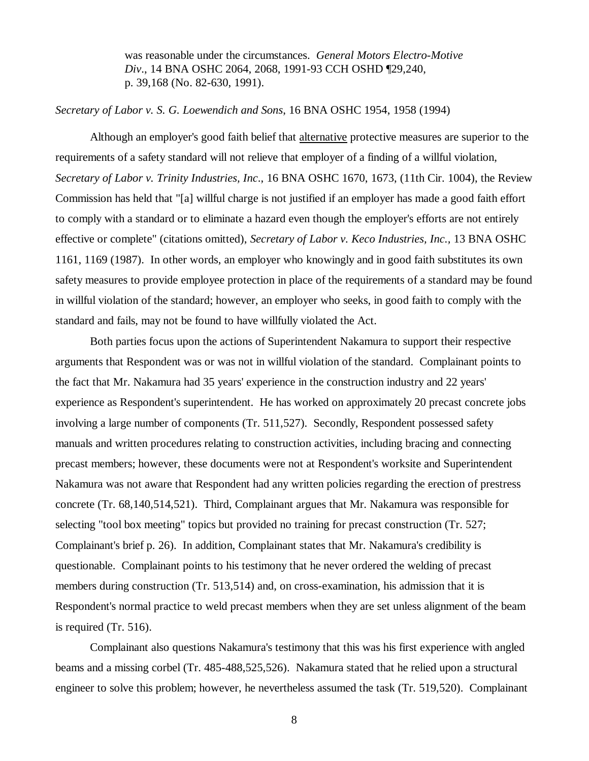> was reasonable under the circumstances. *General Motors Electro-Motive Div*., 14 BNA OSHC 2064, 2068, 1991-93 CCH OSHD ¶29,240, p. 39,168 (No. 82-630, 1991).

*Secretary of Labor v. S. G. Loewendich and Sons*, 16 BNA OSHC 1954, 1958 (1994)

Although an employer's good faith belief that alternative protective measures are superior to the requirements of a safety standard will not relieve that employer of a finding of a willful violation, *Secretary of Labor v. Trinity Industries, Inc*., 16 BNA OSHC 1670, 1673, (11th Cir. 1004), the Review Commission has held that "[a] willful charge is not justified if an employer has made a good faith effort to comply with a standard or to eliminate a hazard even though the employer's efforts are not entirely effective or complete" (citations omitted), *Secretary of Labor v. Keco Industries, Inc.*, 13 BNA OSHC 1161, 1169 (1987). In other words, an employer who knowingly and in good faith substitutes its own safety measures to provide employee protection in place of the requirements of a standard may be found in willful violation of the standard; however, an employer who seeks, in good faith to comply with the standard and fails, may not be found to have willfully violated the Act.

Both parties focus upon the actions of Superintendent Nakamura to support their respective arguments that Respondent was or was not in willful violation of the standard. Complainant points to the fact that Mr. Nakamura had 35 years' experience in the construction industry and 22 years' experience as Respondent's superintendent. He has worked on approximately 20 precast concrete jobs involving a large number of components (Tr. 511,527). Secondly, Respondent possessed safety manuals and written procedures relating to construction activities, including bracing and connecting precast members; however, these documents were not at Respondent's worksite and Superintendent Nakamura was not aware that Respondent had any written policies regarding the erection of prestress concrete (Tr. 68,140,514,521). Third, Complainant argues that Mr. Nakamura was responsible for selecting "tool box meeting" topics but provided no training for precast construction (Tr. 527; Complainant's brief p. 26). In addition, Complainant states that Mr. Nakamura's credibility is questionable. Complainant points to his testimony that he never ordered the welding of precast members during construction (Tr. 513,514) and, on cross-examination, his admission that it is Respondent's normal practice to weld precast members when they are set unless alignment of the beam is required (Tr. 516).

Complainant also questions Nakamura's testimony that this was his first experience with angled beams and a missing corbel (Tr. 485-488,525,526). Nakamura stated that he relied upon a structural engineer to solve this problem; however, he nevertheless assumed the task (Tr. 519,520). Complainant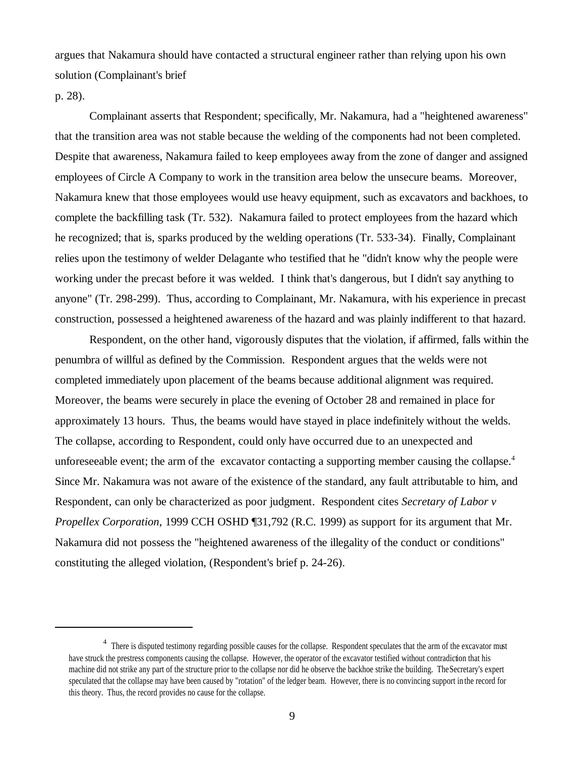argues that Nakamura should have contacted a structural engineer rather than relying upon his own solution (Complainant's brief p. 28).

Complainant asserts that Respondent; specifically, Mr. Nakamura, had a "heightened awareness" that the transition area was not stable because the welding of the components had not been completed. Despite that awareness, Nakamura failed to keep employees away from the zone of danger and assigned employees of Circle A Company to work in the transition area below the unsecure beams. Moreover, Nakamura knew that those employees would use heavy equipment, such as excavators and backhoes, to complete the backfilling task (Tr. 532). Nakamura failed to protect employees from the hazard which he recognized; that is, sparks produced by the welding operations (Tr. 533-34). Finally, Complainant relies upon the testimony of welder Delagante who testified that he "didn't know why the people were working under the precast before it was welded. I think that's dangerous, but I didn't say anything to anyone" (Tr. 298-299). Thus, according to Complainant, Mr. Nakamura, with his experience in precast construction, possessed a heightened awareness of the hazard and was plainly indifferent to that hazard.

Respondent, on the other hand, vigorously disputes that the violation, if affirmed, falls within the penumbra of willful as defined by the Commission. Respondent argues that the welds were not completed immediately upon placement of the beams because additional alignment was required. Moreover, the beams were securely in place the evening of October 28 and remained in place for approximately 13 hours. Thus, the beams would have stayed in place indefinitely without the welds. The collapse, according to Respondent, could only have occurred due to an unexpected and unforeseeable event; the arm of the excavator contacting a supporting member causing the collapse.[4] Since Mr. Nakamura was not aware of the existence of the standard, any fault attributable to him, and Respondent, can only be characterized as poor judgment. Respondent cites *Secretary of Labor v Propellex Corporation*, 1999 CCH OSHD ¶31,792 (R.C. 1999) as support for its argument that Mr. Nakamura did not possess the "heightened awareness of the illegality of the conduct or conditions" constituting the alleged violation, (Respondent's brief p. 24-26).

---

[4] There is disputed testimony regarding possible causes for the collapse. Respondent speculates that the arm of the excavator must have struck the prestress components causing the collapse. However, the operator of the excavator testified without contradiction that his machine did not strike any part of the structure prior to the collapse nor did he observe the backhoe strike the building. The Secretary's expert speculated that the collapse may have been caused by "rotation" of the ledger beam. However, there is no convincing support in the record for this theory. Thus, the record provides no cause for the collapse.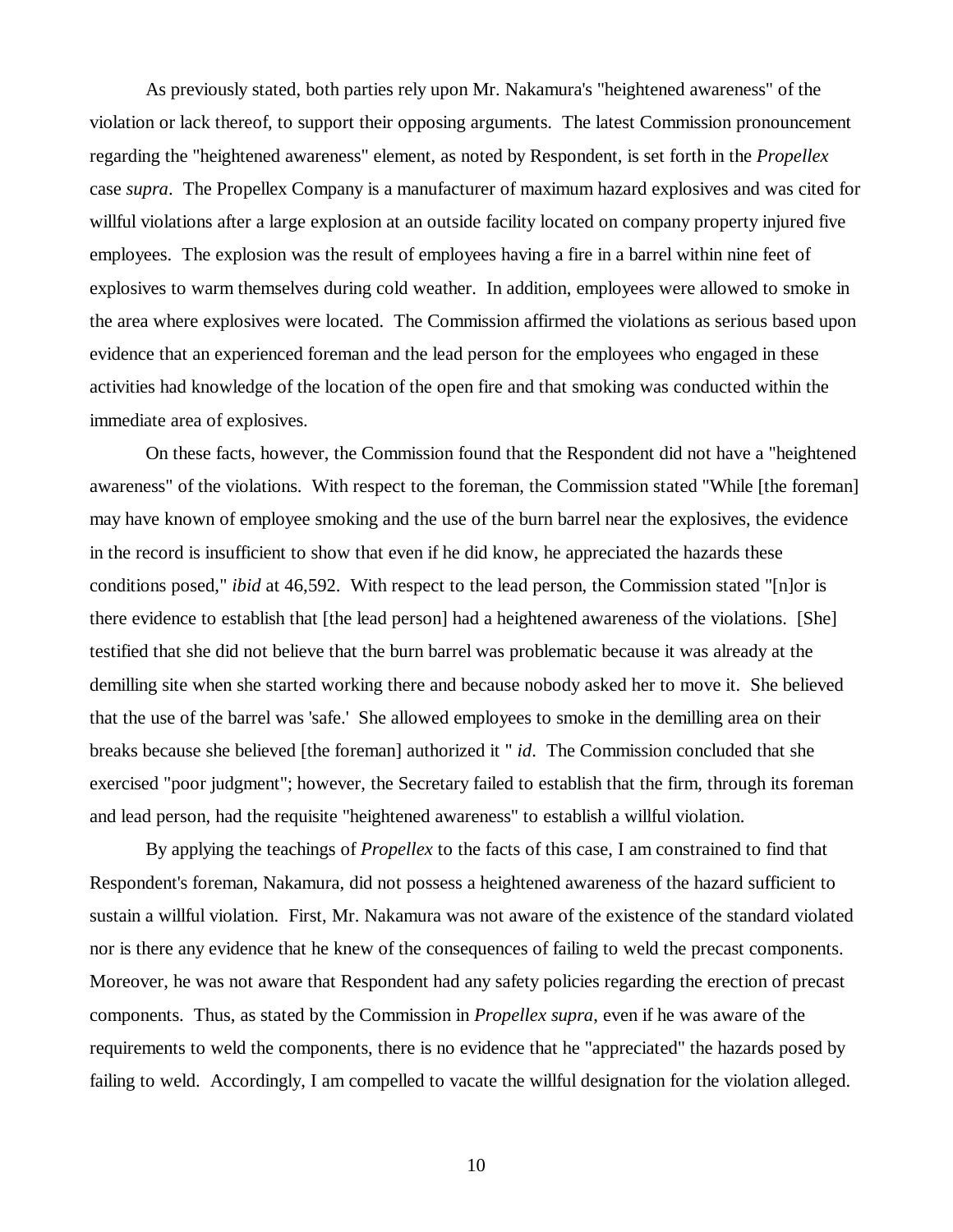As previously stated, both parties rely upon Mr. Nakamura's "heightened awareness" of the violation or lack thereof, to support their opposing arguments. The latest Commission pronouncement regarding the "heightened awareness" element, as noted by Respondent, is set forth in the *Propellex* case *supra*. The Propellex Company is a manufacturer of maximum hazard explosives and was cited for willful violations after a large explosion at an outside facility located on company property injured five employees. The explosion was the result of employees having a fire in a barrel within nine feet of explosives to warm themselves during cold weather. In addition, employees were allowed to smoke in the area where explosives were located. The Commission affirmed the violations as serious based upon evidence that an experienced foreman and the lead person for the employees who engaged in these activities had knowledge of the location of the open fire and that smoking was conducted within the immediate area of explosives.

On these facts, however, the Commission found that the Respondent did not have a "heightened awareness" of the violations. With respect to the foreman, the Commission stated "While [the foreman] may have known of employee smoking and the use of the burn barrel near the explosives, the evidence in the record is insufficient to show that even if he did know, he appreciated the hazards these conditions posed," *ibid* at 46,592. With respect to the lead person, the Commission stated "[n]or is there evidence to establish that [the lead person] had a heightened awareness of the violations. [She] testified that she did not believe that the burn barrel was problematic because it was already at the demilling site when she started working there and because nobody asked her to move it. She believed that the use of the barrel was 'safe.' She allowed employees to smoke in the demilling area on their breaks because she believed [the foreman] authorized it " *id*. The Commission concluded that she exercised "poor judgment"; however, the Secretary failed to establish that the firm, through its foreman and lead person, had the requisite "heightened awareness" to establish a willful violation.

By applying the teachings of *Propellex* to the facts of this case, I am constrained to find that Respondent's foreman, Nakamura, did not possess a heightened awareness of the hazard sufficient to sustain a willful violation. First, Mr. Nakamura was not aware of the existence of the standard violated nor is there any evidence that he knew of the consequences of failing to weld the precast components. Moreover, he was not aware that Respondent had any safety policies regarding the erection of precast components. Thus, as stated by the Commission in *Propellex supra*, even if he was aware of the requirements to weld the components, there is no evidence that he "appreciated" the hazards posed by failing to weld. Accordingly, I am compelled to vacate the willful designation for the violation alleged.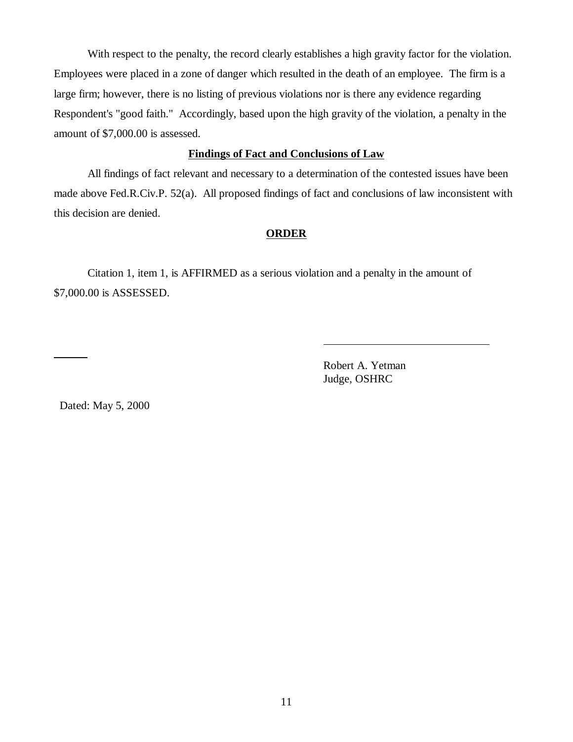With respect to the penalty, the record clearly establishes a high gravity factor for the violation. Employees were placed in a zone of danger which resulted in the death of an employee. The firm is a large firm; however, there is no listing of previous violations nor is there any evidence regarding Respondent's "good faith." Accordingly, based upon the high gravity of the violation, a penalty in the amount of $7,000.00 is assessed.

**Findings of Fact and Conclusions of Law**

All findings of fact relevant and necessary to a determination of the contested issues have been made above Fed.R.Civ.P. 52(a). All proposed findings of fact and conclusions of law inconsistent with this decision are denied.

**ORDER**

Citation 1, item 1, is AFFIRMED as a serious violation and a penalty in the amount of $7,000.00 is ASSESSED.

Robert A. Yetman
Judge, OSHRC

Dated: May 5, 2000